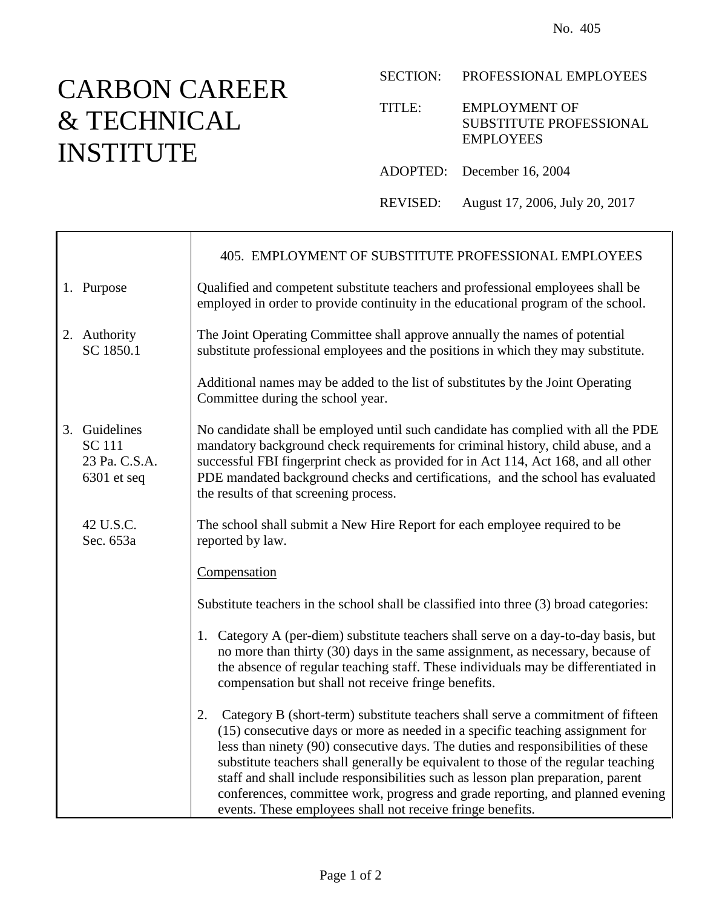No. 405

# CARBON CAREER & TECHNICAL INSTITUTE

SECTION: PROFESSIONAL EMPLOYEES

TITLE: EMPLOYMENT OF SUBSTITUTE PROFESSIONAL EMPLOYEES

ADOPTED: December 16, 2004

REVISED: August 17, 2006, July 20, 2017

## 405. EMPLOYMENT OF SUBSTITUTE PROFESSIONAL EMPLOYEES

**1. Purpose**

Qualified and competent substitute teachers and professional employees shall be employed in order to provide continuity in the educational program of the school.

**2. Authority**
SC 1850.1

The Joint Operating Committee shall approve annually the names of potential substitute professional employees and the positions in which they may substitute.

Additional names may be added to the list of substitutes by the Joint Operating Committee during the school year.

**3. Guidelines**
SC 111
23 Pa. C.S.A. 6301 et seq

No candidate shall be employed until such candidate has complied with all the PDE mandatory background check requirements for criminal history, child abuse, and a successful FBI fingerprint check as provided for in Act 114, Act 168, and all other PDE mandated background checks and certifications, and the school has evaluated the results of that screening process.

42 U.S.C. Sec. 653a

The school shall submit a New Hire Report for each employee required to be reported by law.

Compensation

Substitute teachers in the school shall be classified into three (3) broad categories:

1. Category A (per-diem) substitute teachers shall serve on a day-to-day basis, but no more than thirty (30) days in the same assignment, as necessary, because of the absence of regular teaching staff. These individuals may be differentiated in compensation but shall not receive fringe benefits.

2. Category B (short-term) substitute teachers shall serve a commitment of fifteen (15) consecutive days or more as needed in a specific teaching assignment for less than ninety (90) consecutive days. The duties and responsibilities of these substitute teachers shall generally be equivalent to those of the regular teaching staff and shall include responsibilities such as lesson plan preparation, parent conferences, committee work, progress and grade reporting, and planned evening events. These employees shall not receive fringe benefits.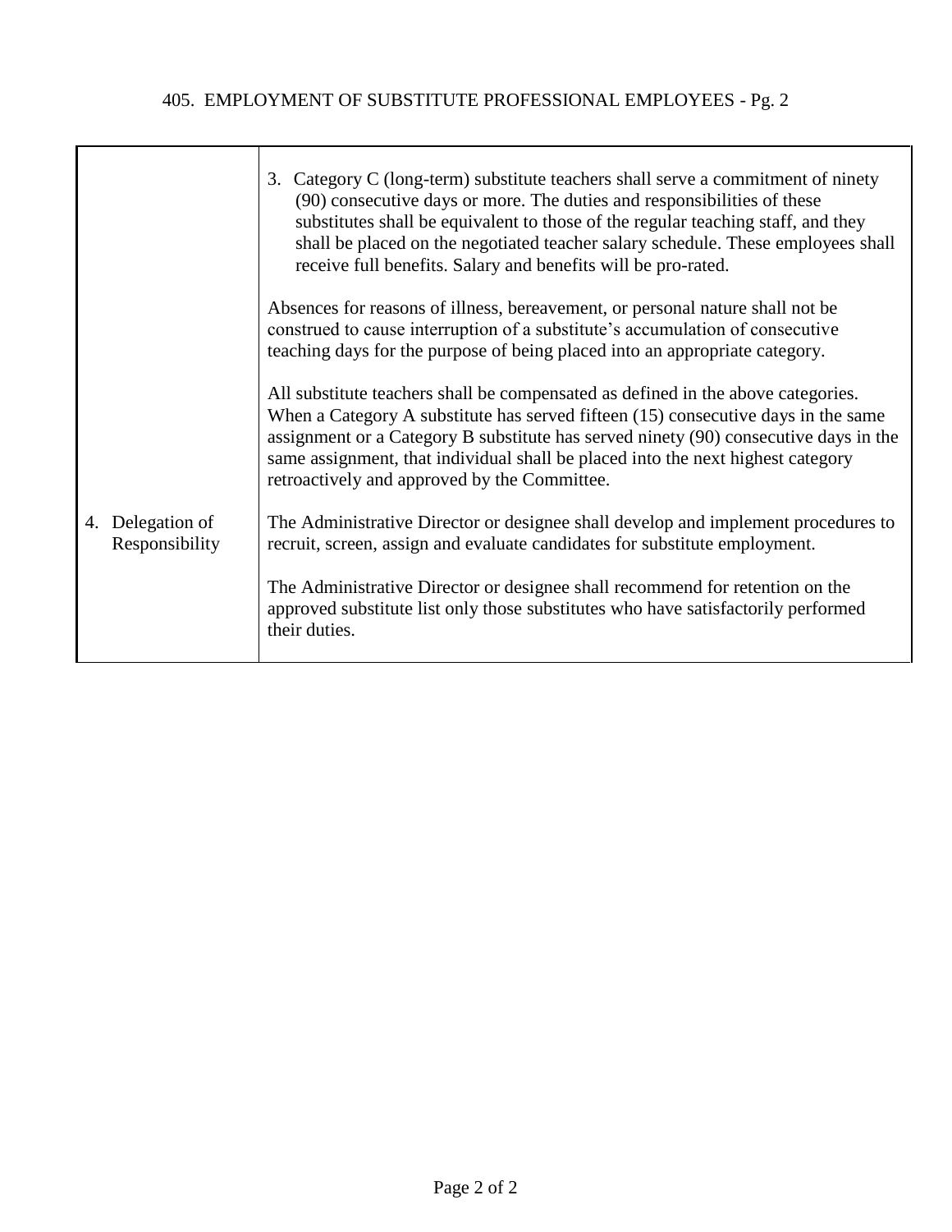| | |
|---|---|
| | 3. Category C (long-term) substitute teachers shall serve a commitment of ninety (90) consecutive days or more. The duties and responsibilities of these substitutes shall be equivalent to those of the regular teaching staff, and they shall be placed on the negotiated teacher salary schedule. These employees shall receive full benefits. Salary and benefits will be pro-rated.<br><br>Absences for reasons of illness, bereavement, or personal nature shall not be construed to cause interruption of a substitute's accumulation of consecutive teaching days for the purpose of being placed into an appropriate category.<br><br>All substitute teachers shall be compensated as defined in the above categories. When a Category A substitute has served fifteen (15) consecutive days in the same assignment or a Category B substitute has served ninety (90) consecutive days in the same assignment, that individual shall be placed into the next highest category retroactively and approved by the Committee. |
| 4. Delegation of Responsibility | The Administrative Director or designee shall develop and implement procedures to recruit, screen, assign and evaluate candidates for substitute employment.<br><br>The Administrative Director or designee shall recommend for retention on the approved substitute list only those substitutes who have satisfactorily performed their duties. |